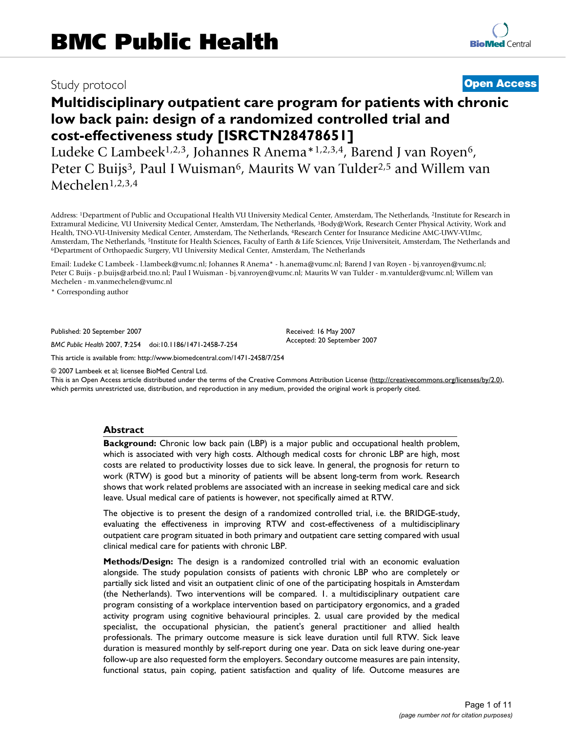# BMC Public Health

Study protocol

**Open Access**

# Multidisciplinary outpatient care program for patients with chronic low back pain: design of a randomized controlled trial and cost-effectiveness study [ISRCTN28478651]

Ludeke C Lambeek[1,2,3], Johannes R Anema*[1,2,3,4], Barend J van Royen[6], Peter C Buijs[3], Paul I Wuisman[6], Maurits W van Tulder[2,5] and Willem van Mechelen[1,2,3,4]

Address: [1]Department of Public and Occupational Health VU University Medical Center, Amsterdam, The Netherlands, [2]Institute for Research in Extramural Medicine, VU University Medical Center, Amsterdam, The Netherlands, [3]Body@Work, Research Center Physical Activity, Work and Health, TNO-VU-University Medical Center, Amsterdam, The Netherlands, [4]Research Center for Insurance Medicine AMC-UWV-VUmc, Amsterdam, The Netherlands, [5]Institute for Health Sciences, Faculty of Earth & Life Sciences, Vrije Universiteit, Amsterdam, The Netherlands and [6]Department of Orthopaedic Surgery, VU University Medical Center, Amsterdam, The Netherlands

Email: Ludeke C Lambeek - l.lambeek@vumc.nl; Johannes R Anema* - h.anema@vumc.nl; Barend J van Royen - bj.vanroyen@vumc.nl; Peter C Buijs - p.buijs@arbeid.tno.nl; Paul I Wuisman - bj.vanroyen@vumc.nl; Maurits W van Tulder - m.vantulder@vumc.nl; Willem van Mechelen - m.vanmechelen@vumc.nl

* Corresponding author

Published: 20 September 2007

*BMC Public Health* 2007, **7**:254 doi:10.1186/1471-2458-7-254

Received: 16 May 2007
Accepted: 20 September 2007

This article is available from: http://www.biomedcentral.com/1471-2458/7/254

© 2007 Lambeek et al; licensee BioMed Central Ltd.

This is an Open Access article distributed under the terms of the Creative Commons Attribution License (http://creativecommons.org/licenses/by/2.0), which permits unrestricted use, distribution, and reproduction in any medium, provided the original work is properly cited.

## Abstract

**Background:** Chronic low back pain (LBP) is a major public and occupational health problem, which is associated with very high costs. Although medical costs for chronic LBP are high, most costs are related to productivity losses due to sick leave. In general, the prognosis for return to work (RTW) is good but a minority of patients will be absent long-term from work. Research shows that work related problems are associated with an increase in seeking medical care and sick leave. Usual medical care of patients is however, not specifically aimed at RTW.

The objective is to present the design of a randomized controlled trial, i.e. the BRIDGE-study, evaluating the effectiveness in improving RTW and cost-effectiveness of a multidisciplinary outpatient care program situated in both primary and outpatient care setting compared with usual clinical medical care for patients with chronic LBP.

**Methods/Design:** The design is a randomized controlled trial with an economic evaluation alongside. The study population consists of patients with chronic LBP who are completely or partially sick listed and visit an outpatient clinic of one of the participating hospitals in Amsterdam (the Netherlands). Two interventions will be compared. 1. a multidisciplinary outpatient care program consisting of a workplace intervention based on participatory ergonomics, and a graded activity program using cognitive behavioural principles. 2. usual care provided by the medical specialist, the occupational physician, the patient's general practitioner and allied health professionals. The primary outcome measure is sick leave duration until full RTW. Sick leave duration is measured monthly by self-report during one year. Data on sick leave during one-year follow-up are also requested form the employers. Secondary outcome measures are pain intensity, functional status, pain coping, patient satisfaction and quality of life. Outcome measures are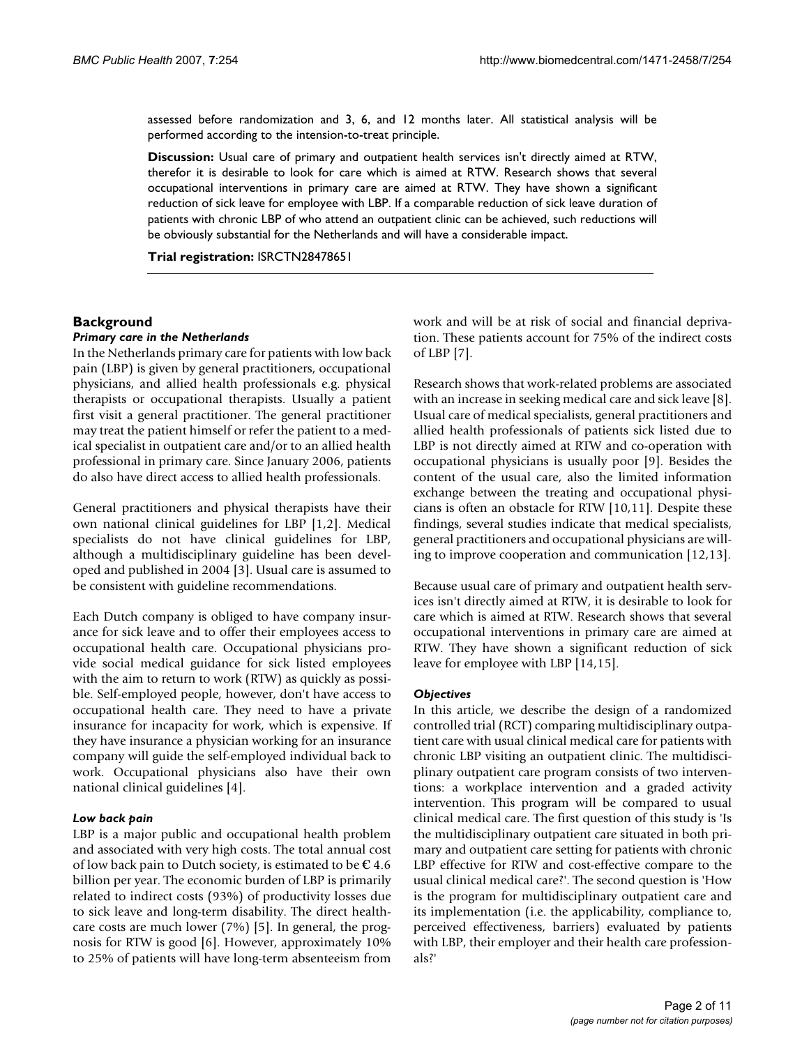assessed before randomization and 3, 6, and 12 months later. All statistical analysis will be performed according to the intension-to-treat principle.

**Discussion:** Usual care of primary and outpatient health services isn't directly aimed at RTW, therefor it is desirable to look for care which is aimed at RTW. Research shows that several occupational interventions in primary care are aimed at RTW. They have shown a significant reduction of sick leave for employee with LBP. If a comparable reduction of sick leave duration of patients with chronic LBP of who attend an outpatient clinic can be achieved, such reductions will be obviously substantial for the Netherlands and will have a considerable impact.

**Trial registration:** ISRCTN28478651

## Background

### *Primary care in the Netherlands*

In the Netherlands primary care for patients with low back pain (LBP) is given by general practitioners, occupational physicians, and allied health professionals e.g. physical therapists or occupational therapists. Usually a patient first visit a general practitioner. The general practitioner may treat the patient himself or refer the patient to a medical specialist in outpatient care and/or to an allied health professional in primary care. Since January 2006, patients do also have direct access to allied health professionals.

General practitioners and physical therapists have their own national clinical guidelines for LBP [1,2]. Medical specialists do not have clinical guidelines for LBP, although a multidisciplinary guideline has been developed and published in 2004 [3]. Usual care is assumed to be consistent with guideline recommendations.

Each Dutch company is obliged to have company insurance for sick leave and to offer their employees access to occupational health care. Occupational physicians provide social medical guidance for sick listed employees with the aim to return to work (RTW) as quickly as possible. Self-employed people, however, don't have access to occupational health care. They need to have a private insurance for incapacity for work, which is expensive. If they have insurance a physician working for an insurance company will guide the self-employed individual back to work. Occupational physicians also have their own national clinical guidelines [4].

### *Low back pain*

LBP is a major public and occupational health problem and associated with very high costs. The total annual cost of low back pain to Dutch society, is estimated to be € 4.6 billion per year. The economic burden of LBP is primarily related to indirect costs (93%) of productivity losses due to sick leave and long-term disability. The direct health-care costs are much lower (7%) [5]. In general, the prognosis for RTW is good [6]. However, approximately 10% to 25% of patients will have long-term absenteeism from work and will be at risk of social and financial deprivation. These patients account for 75% of the indirect costs of LBP [7].

Research shows that work-related problems are associated with an increase in seeking medical care and sick leave [8]. Usual care of medical specialists, general practitioners and allied health professionals of patients sick listed due to LBP is not directly aimed at RTW and co-operation with occupational physicians is usually poor [9]. Besides the content of the usual care, also the limited information exchange between the treating and occupational physicians is often an obstacle for RTW [10,11]. Despite these findings, several studies indicate that medical specialists, general practitioners and occupational physicians are willing to improve cooperation and communication [12,13].

Because usual care of primary and outpatient health services isn't directly aimed at RTW, it is desirable to look for care which is aimed at RTW. Research shows that several occupational interventions in primary care are aimed at RTW. They have shown a significant reduction of sick leave for employee with LBP [14,15].

### *Objectives*

In this article, we describe the design of a randomized controlled trial (RCT) comparing multidisciplinary outpatient care with usual clinical medical care for patients with chronic LBP visiting an outpatient clinic. The multidisciplinary outpatient care program consists of two interventions: a workplace intervention and a graded activity intervention. This program will be compared to usual clinical medical care. The first question of this study is 'Is the multidisciplinary outpatient care situated in both primary and outpatient care setting for patients with chronic LBP effective for RTW and cost-effective compare to the usual clinical medical care?'. The second question is 'How is the program for multidisciplinary outpatient care and its implementation (i.e. the applicability, compliance to, perceived effectiveness, barriers) evaluated by patients with LBP, their employer and their health care professionals?'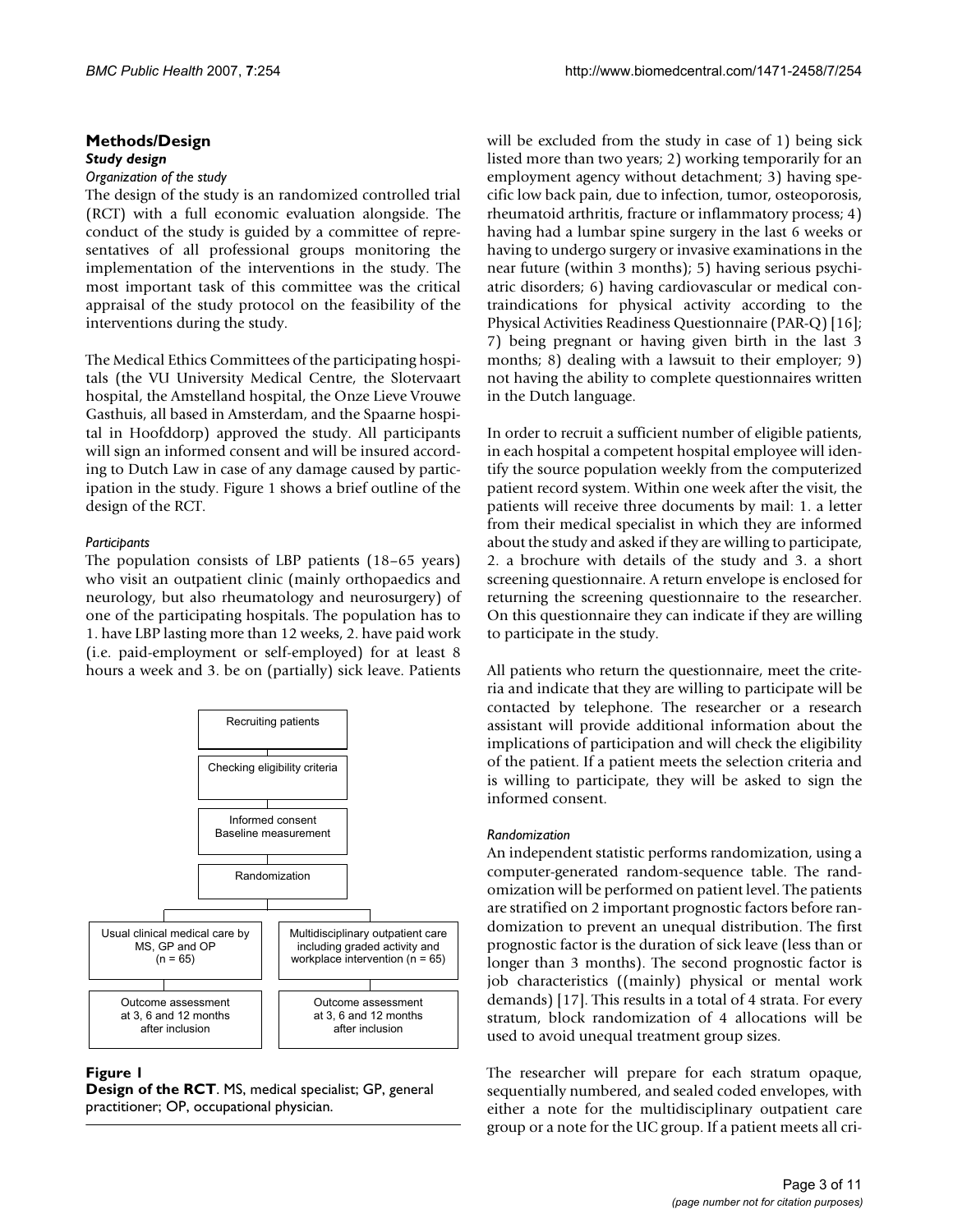## Methods/Design

### Study design

#### Organization of the study

The design of the study is an randomized controlled trial (RCT) with a full economic evaluation alongside. The conduct of the study is guided by a committee of representatives of all professional groups monitoring the implementation of the interventions in the study. The most important task of this committee was the critical appraisal of the study protocol on the feasibility of the interventions during the study.

The Medical Ethics Committees of the participating hospitals (the VU University Medical Centre, the Slotervaart hospital, the Amstelland hospital, the Onze Lieve Vrouwe Gasthuis, all based in Amsterdam, and the Spaarne hospital in Hoofddorp) approved the study. All participants will sign an informed consent and will be insured according to Dutch Law in case of any damage caused by participation in the study. Figure 1 shows a brief outline of the design of the RCT.

#### Participants

The population consists of LBP patients (18–65 years) who visit an outpatient clinic (mainly orthopaedics and neurology, but also rheumatology and neurosurgery) of one of the participating hospitals. The population has to 1. have LBP lasting more than 12 weeks, 2. have paid work (i.e. paid-employment or self-employed) for at least 8 hours a week and 3. be on (partially) sick leave. Patients will be excluded from the study in case of 1) being sick listed more than two years; 2) working temporarily for an employment agency without detachment; 3) having specific low back pain, due to infection, tumor, osteoporosis, rheumatoid arthritis, fracture or inflammatory process; 4) having had a lumbar spine surgery in the last 6 weeks or having to undergo surgery or invasive examinations in the near future (within 3 months); 5) having serious psychiatric disorders; 6) having cardiovascular or medical contraindications for physical activity according to the Physical Activities Readiness Questionnaire (PAR-Q) [16]; 7) being pregnant or having given birth in the last 3 months; 8) dealing with a lawsuit to their employer; 9) not having the ability to complete questionnaires written in the Dutch language.

Recruiting patients

Checking eligibility criteria

Informed consent
Baseline measurement

Randomization

Usual clinical medical care by MS, GP and OP (n = 65)

Multidisciplinary outpatient care including graded activity and workplace intervention (n = 65)

Outcome assessment at 3, 6 and 12 months after inclusion

Outcome assessment at 3, 6 and 12 months after inclusion

**Figure 1**
**Design of the RCT**. MS, medical specialist; GP, general practitioner; OP, occupational physician.

In order to recruit a sufficient number of eligible patients, in each hospital a competent hospital employee will identify the source population weekly from the computerized patient record system. Within one week after the visit, the patients will receive three documents by mail: 1. a letter from their medical specialist in which they are informed about the study and asked if they are willing to participate, 2. a brochure with details of the study and 3. a short screening questionnaire. A return envelope is enclosed for returning the screening questionnaire to the researcher. On this questionnaire they can indicate if they are willing to participate in the study.

All patients who return the questionnaire, meet the criteria and indicate that they are willing to participate will be contacted by telephone. The researcher or a research assistant will provide additional information about the implications of participation and will check the eligibility of the patient. If a patient meets the selection criteria and is willing to participate, they will be asked to sign the informed consent.

#### Randomization

An independent statistic performs randomization, using a computer-generated random-sequence table. The randomization will be performed on patient level. The patients are stratified on 2 important prognostic factors before randomization to prevent an unequal distribution. The first prognostic factor is the duration of sick leave (less than or longer than 3 months). The second prognostic factor is job characteristics ((mainly) physical or mental work demands) [17]. This results in a total of 4 strata. For every stratum, block randomization of 4 allocations will be used to avoid unequal treatment group sizes.

The researcher will prepare for each stratum opaque, sequentially numbered, and sealed coded envelopes, with either a note for the multidisciplinary outpatient care group or a note for the UC group. If a patient meets all cri-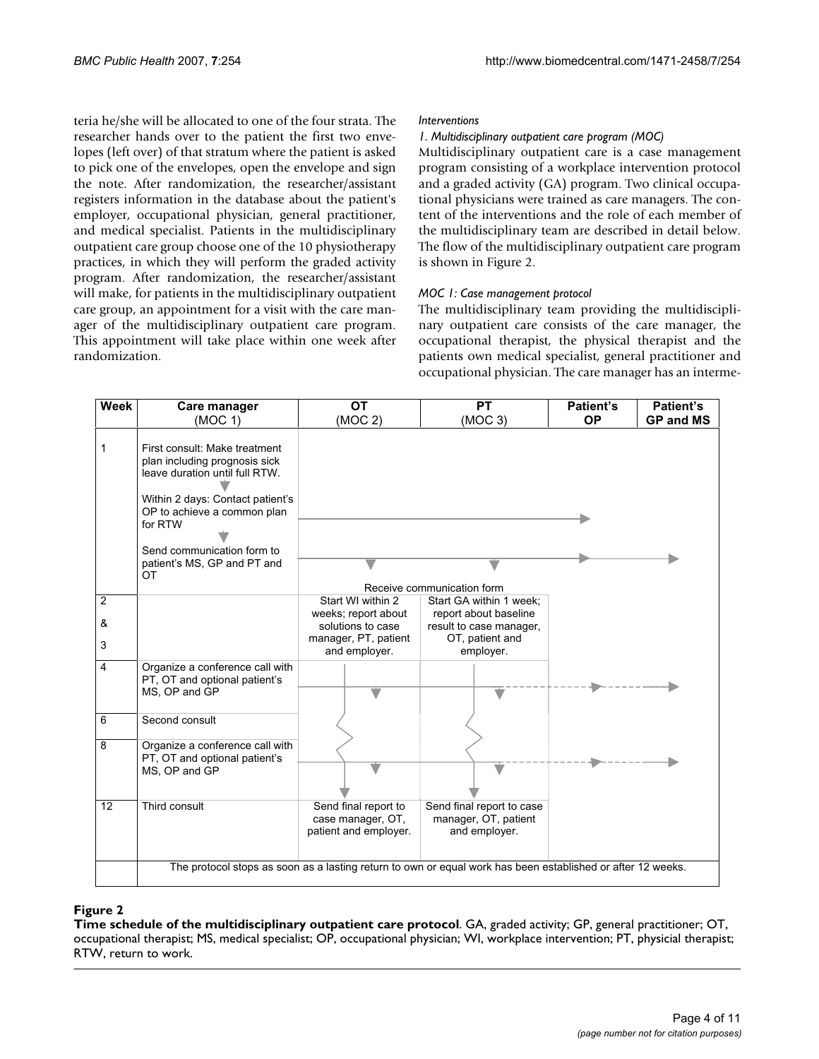teria he/she will be allocated to one of the four strata. The researcher hands over to the patient the first two envelopes (left over) of that stratum where the patient is asked to pick one of the envelopes, open the envelope and sign the note. After randomization, the researcher/assistant registers information in the database about the patient's employer, occupational physician, general practitioner, and medical specialist. Patients in the multidisciplinary outpatient care group choose one of the 10 physiotherapy practices, in which they will perform the graded activity program. After randomization, the researcher/assistant will make, for patients in the multidisciplinary outpatient care group, an appointment for a visit with the care manager of the multidisciplinary outpatient care program. This appointment will take place within one week after randomization.

### *Interventions*

#### *1. Multidisciplinary outpatient care program (MOC)*

Multidisciplinary outpatient care is a case management program consisting of a workplace intervention protocol and a graded activity (GA) program. Two clinical occupational physicians were trained as care managers. The content of the interventions and the role of each member of the multidisciplinary team are described in detail below. The flow of the multidisciplinary outpatient care program is shown in Figure 2.

#### *MOC 1: Case management protocol*

The multidisciplinary team providing the multidisciplinary outpatient care consists of the care manager, the occupational therapist, the physical therapist and the patients own medical specialist, general practitioner and occupational physician. The care manager has an interme-

| Week | Care manager (MOC 1) | OT (MOC 2) | PT (MOC 3) | Patient's OP | Patient's GP and MS |
|---|---|---|---|---|---|
| 1 | First consult: Make treatment plan including prognosis sick leave duration until full RTW. Within 2 days: Contact patient's OP to achieve a common plan for RTW. Send communication form to patient's MS, GP and PT and OT | Receive communication form | Receive communication form | | |
| 2 & 3 | | Start WI within 2 weeks; report about solutions to case manager, PT, patient and employer. | Start GA within 1 week; report about baseline result to case manager, OT, patient and employer. | | |
| 4 | Organize a conference call with PT, OT and optional patient's MS, OP and GP | | | | |
| 6 | Second consult | | | | |
| 8 | Organize a conference call with PT, OT and optional patient's MS, OP and GP | | | | |
| 12 | Third consult | Send final report to case manager, OT, patient and employer. | Send final report to case manager, OT, patient and employer. | | |
| | The protocol stops as soon as a lasting return to own or equal work has been established or after 12 weeks. | | | | |

**Figure 2**

**Time schedule of the multidisciplinary outpatient care protocol**. GA, graded activity; GP, general practitioner; OT, occupational therapist; MS, medical specialist; OP, occupational physician; WI, workplace intervention; PT, physicial therapist; RTW, return to work.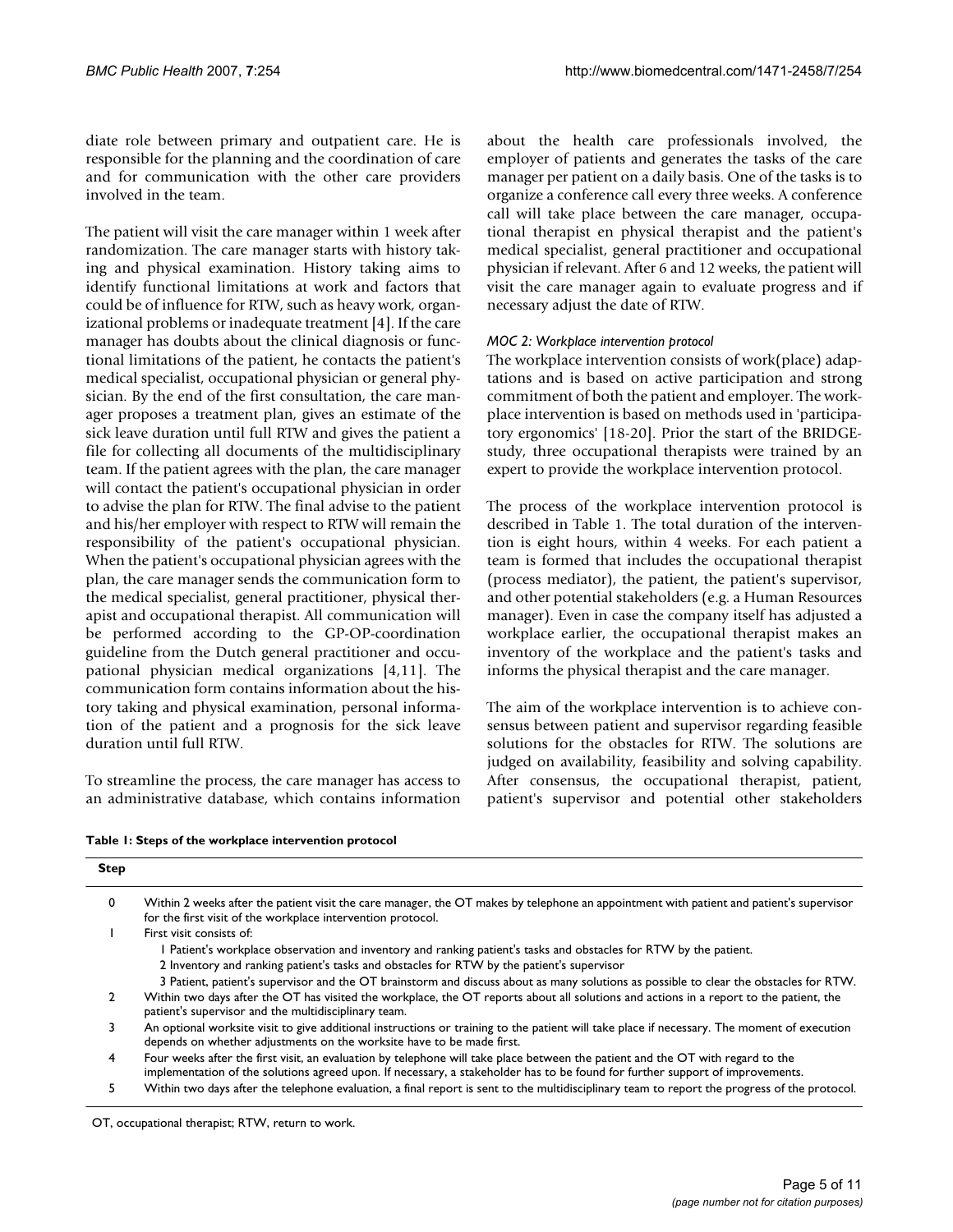diate role between primary and outpatient care. He is responsible for the planning and the coordination of care and for communication with the other care providers involved in the team.

The patient will visit the care manager within 1 week after randomization. The care manager starts with history taking and physical examination. History taking aims to identify functional limitations at work and factors that could be of influence for RTW, such as heavy work, organizational problems or inadequate treatment [4]. If the care manager has doubts about the clinical diagnosis or functional limitations of the patient, he contacts the patient's medical specialist, occupational physician or general physician. By the end of the first consultation, the care manager proposes a treatment plan, gives an estimate of the sick leave duration until full RTW and gives the patient a file for collecting all documents of the multidisciplinary team. If the patient agrees with the plan, the care manager will contact the patient's occupational physician in order to advise the plan for RTW. The final advise to the patient and his/her employer with respect to RTW will remain the responsibility of the patient's occupational physician. When the patient's occupational physician agrees with the plan, the care manager sends the communication form to the medical specialist, general practitioner, physical therapist and occupational therapist. All communication will be performed according to the GP-OP-coordination guideline from the Dutch general practitioner and occupational physician medical organizations [4,11]. The communication form contains information about the history taking and physical examination, personal information of the patient and a prognosis for the sick leave duration until full RTW.

To streamline the process, the care manager has access to an administrative database, which contains information about the health care professionals involved, the employer of patients and generates the tasks of the care manager per patient on a daily basis. One of the tasks is to organize a conference call every three weeks. A conference call will take place between the care manager, occupational therapist en physical therapist and the patient's medical specialist, general practitioner and occupational physician if relevant. After 6 and 12 weeks, the patient will visit the care manager again to evaluate progress and if necessary adjust the date of RTW.

#### *MOC 2: Workplace intervention protocol*

The workplace intervention consists of work(place) adaptations and is based on active participation and strong commitment of both the patient and employer. The workplace intervention is based on methods used in 'participatory ergonomics' [18-20]. Prior the start of the BRIDGE-study, three occupational therapists were trained by an expert to provide the workplace intervention protocol.

The process of the workplace intervention protocol is described in Table 1. The total duration of the intervention is eight hours, within 4 weeks. For each patient a team is formed that includes the occupational therapist (process mediator), the patient, the patient's supervisor, and other potential stakeholders (e.g. a Human Resources manager). Even in case the company itself has adjusted a workplace earlier, the occupational therapist makes an inventory of the workplace and the patient's tasks and informs the physical therapist and the care manager.

The aim of the workplace intervention is to achieve consensus between patient and supervisor regarding feasible solutions for the obstacles for RTW. The solutions are judged on availability, feasibility and solving capability. After consensus, the occupational therapist, patient, patient's supervisor and potential other stakeholders

**Table 1: Steps of the workplace intervention protocol**

| Step | |
|---|---|
| 0 | Within 2 weeks after the patient visit the care manager, the OT makes by telephone an appointment with patient and patient's supervisor for the first visit of the workplace intervention protocol. |
| 1 | First visit consists of:<br>1 Patient's workplace observation and inventory and ranking patient's tasks and obstacles for RTW by the patient.<br>2 Inventory and ranking patient's tasks and obstacles for RTW by the patient's supervisor<br>3 Patient, patient's supervisor and the OT brainstorm and discuss about as many solutions as possible to clear the obstacles for RTW. |
| 2 | Within two days after the OT has visited the workplace, the OT reports about all solutions and actions in a report to the patient, the patient's supervisor and the multidisciplinary team. |
| 3 | An optional worksite visit to give additional instructions or training to the patient will take place if necessary. The moment of execution depends on whether adjustments on the worksite have to be made first. |
| 4 | Four weeks after the first visit, an evaluation by telephone will take place between the patient and the OT with regard to the implementation of the solutions agreed upon. If necessary, a stakeholder has to be found for further support of improvements. |
| 5 | Within two days after the telephone evaluation, a final report is sent to the multidisciplinary team to report the progress of the protocol. |

OT, occupational therapist; RTW, return to work.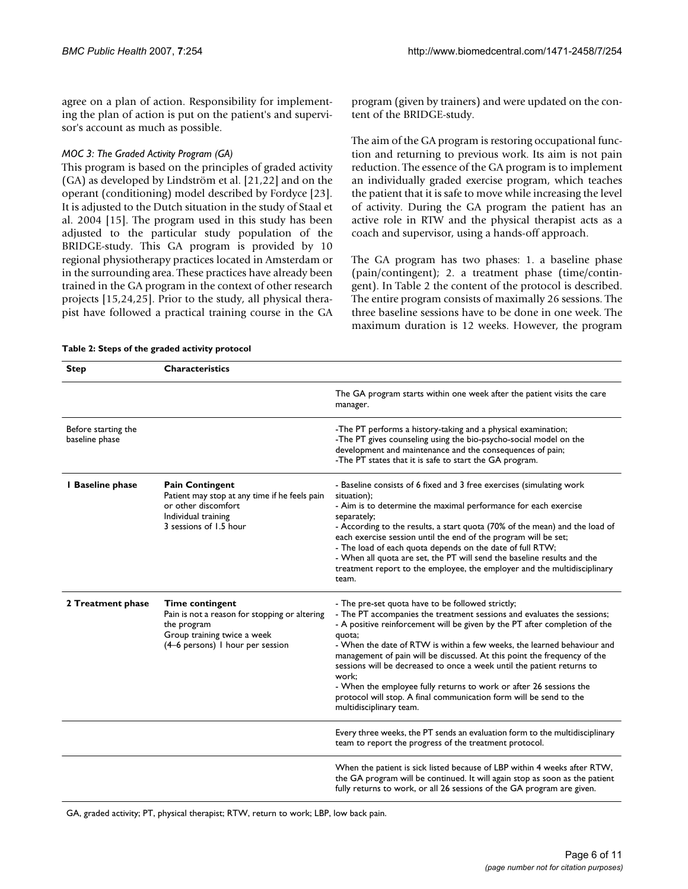agree on a plan of action. Responsibility for implementing the plan of action is put on the patient's and supervisor's account as much as possible.

*MOC 3: The Graded Activity Program (GA)*

This program is based on the principles of graded activity (GA) as developed by Lindström et al. [21,22] and on the operant (conditioning) model described by Fordyce [23]. It is adjusted to the Dutch situation in the study of Staal et al. 2004 [15]. The program used in this study has been adjusted to the particular study population of the BRIDGE-study. This GA program is provided by 10 regional physiotherapy practices located in Amsterdam or in the surrounding area. These practices have already been trained in the GA program in the context of other research projects [15,24,25]. Prior to the study, all physical therapist have followed a practical training course in the GA program (given by trainers) and were updated on the content of the BRIDGE-study.

The aim of the GA program is restoring occupational function and returning to previous work. Its aim is not pain reduction. The essence of the GA program is to implement an individually graded exercise program, which teaches the patient that it is safe to move while increasing the level of activity. During the GA program the patient has an active role in RTW and the physical therapist acts as a coach and supervisor, using a hands-off approach.

The GA program has two phases: 1. a baseline phase (pain/contingent); 2. a treatment phase (time/contingent). In Table 2 the content of the protocol is described. The entire program consists of maximally 26 sessions. The three baseline sessions have to be done in one week. The maximum duration is 12 weeks. However, the program

**Table 2: Steps of the graded activity protocol**

| Step | Characteristics | |
|---|---|---|
| | | The GA program starts within one week after the patient visits the care manager. |
| Before starting the baseline phase | | -The PT performs a history-taking and a physical examination;<br>-The PT gives counseling using the bio-psycho-social model on the development and maintenance and the consequences of pain;<br>-The PT states that it is safe to start the GA program. |
| **1 Baseline phase** | **Pain Contingent**<br>Patient may stop at any time if he feels pain or other discomfort<br>Individual training<br>3 sessions of 1.5 hour | - Baseline consists of 6 fixed and 3 free exercises (simulating work situation);<br>- Aim is to determine the maximal performance for each exercise separately;<br>- According to the results, a start quota (70% of the mean) and the load of each exercise session until the end of the program will be set;<br>- The load of each quota depends on the date of full RTW;<br>- When all quota are set, the PT will send the baseline results and the treatment report to the employee, the employer and the multidisciplinary team. |
| **2 Treatment phase** | **Time contingent**<br>Pain is not a reason for stopping or altering the program<br>Group training twice a week<br>(4–6 persons) 1 hour per session | - The pre-set quota have to be followed strictly;<br>- The PT accompanies the treatment sessions and evaluates the sessions;<br>- A positive reinforcement will be given by the PT after completion of the quota;<br>- When the date of RTW is within a few weeks, the learned behaviour and management of pain will be discussed. At this point the frequency of the sessions will be decreased to once a week until the patient returns to work;<br>- When the employee fully returns to work or after 26 sessions the protocol will stop. A final communication form will be send to the multidisciplinary team. |
| | | Every three weeks, the PT sends an evaluation form to the multidisciplinary team to report the progress of the treatment protocol. |
| | | When the patient is sick listed because of LBP within 4 weeks after RTW, the GA program will be continued. It will again stop as soon as the patient fully returns to work, or all 26 sessions of the GA program are given. |

GA, graded activity; PT, physical therapist; RTW, return to work; LBP, low back pain.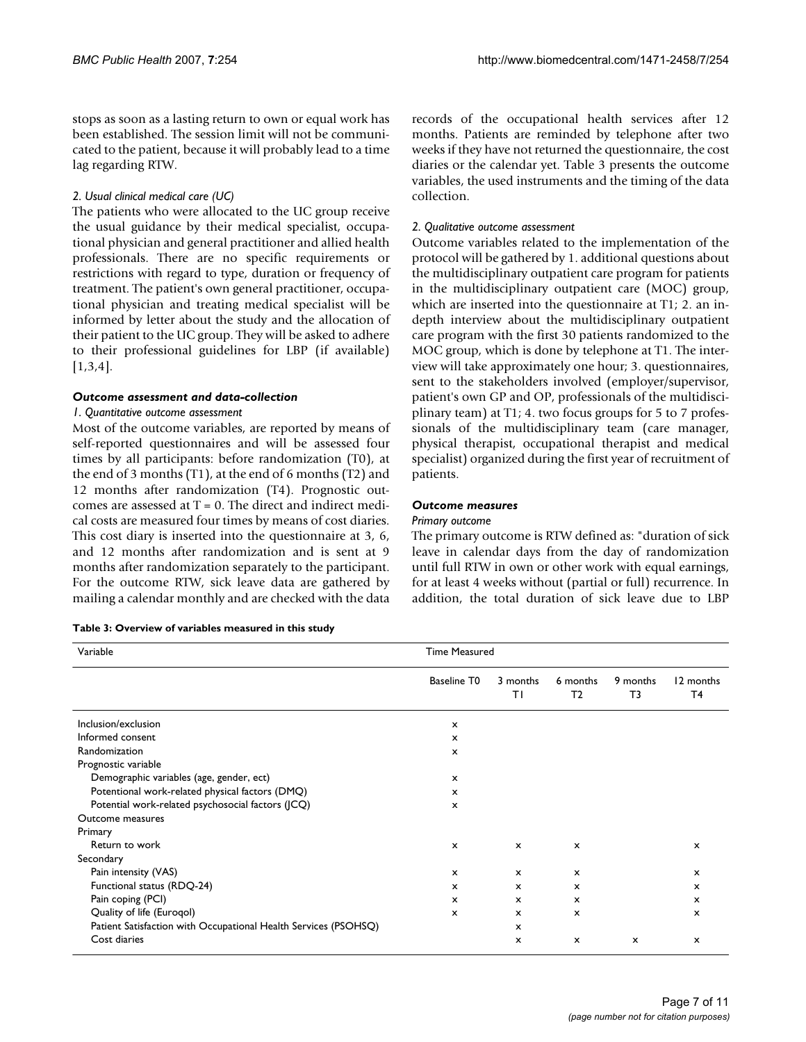stops as soon as a lasting return to own or equal work has been established. The session limit will not be communicated to the patient, because it will probably lead to a time lag regarding RTW.

*2. Usual clinical medical care (UC)*

The patients who were allocated to the UC group receive the usual guidance by their medical specialist, occupational physician and general practitioner and allied health professionals. There are no specific requirements or restrictions with regard to type, duration or frequency of treatment. The patient's own general practitioner, occupational physician and treating medical specialist will be informed by letter about the study and the allocation of their patient to the UC group. They will be asked to adhere to their professional guidelines for LBP (if available) [1,3,4].

### *Outcome assessment and data-collection*

*1. Quantitative outcome assessment*

Most of the outcome variables, are reported by means of self-reported questionnaires and will be assessed four times by all participants: before randomization (T0), at the end of 3 months (T1), at the end of 6 months (T2) and 12 months after randomization (T4). Prognostic outcomes are assessed at T = 0. The direct and indirect medical costs are measured four times by means of cost diaries. This cost diary is inserted into the questionnaire at 3, 6, and 12 months after randomization and is sent at 9 months after randomization separately to the participant. For the outcome RTW, sick leave data are gathered by mailing a calendar monthly and are checked with the data records of the occupational health services after 12 months. Patients are reminded by telephone after two weeks if they have not returned the questionnaire, the cost diaries or the calendar yet. Table 3 presents the outcome variables, the used instruments and the timing of the data collection.

*2. Qualitative outcome assessment*

Outcome variables related to the implementation of the protocol will be gathered by 1. additional questions about the multidisciplinary outpatient care program for patients in the multidisciplinary outpatient care (MOC) group, which are inserted into the questionnaire at T1; 2. an in-depth interview about the multidisciplinary outpatient care program with the first 30 patients randomized to the MOC group, which is done by telephone at T1. The interview will take approximately one hour; 3. questionnaires, sent to the stakeholders involved (employer/supervisor, patient's own GP and OP, professionals of the multidisciplinary team) at T1; 4. two focus groups for 5 to 7 professionals of the multidisciplinary team (care manager, physical therapist, occupational therapist and medical specialist) organized during the first year of recruitment of patients.

### *Outcome measures*

*Primary outcome*

The primary outcome is RTW defined as: "duration of sick leave in calendar days from the day of randomization until full RTW in own or other work with equal earnings, for at least 4 weeks without (partial or full) recurrence. In addition, the total duration of sick leave due to LBP

**Table 3: Overview of variables measured in this study**

| Variable | Time Measured | | | | |
|---|---|---|---|---|---|
| | Baseline T0 | 3 months T1 | 6 months T2 | 9 months T3 | 12 months T4 |
| Inclusion/exclusion | x | | | | |
| Informed consent | x | | | | |
| Randomization | x | | | | |
| Prognostic variable | | | | | |
| Demographic variables (age, gender, ect) | x | | | | |
| Potentional work-related physical factors (DMQ) | x | | | | |
| Potential work-related psychosocial factors (JCQ) | x | | | | |
| Outcome measures | | | | | |
| Primary | | | | | |
| Return to work | x | x | x | | x |
| Secondary | | | | | |
| Pain intensity (VAS) | x | x | x | | x |
| Functional status (RDQ-24) | x | x | x | | x |
| Pain coping (PCI) | x | x | x | | x |
| Quality of life (Euroqol) | x | x | x | | x |
| Patient Satisfaction with Occupational Health Services (PSOHSQ) | | x | | | |
| Cost diaries | | x | x | x | x |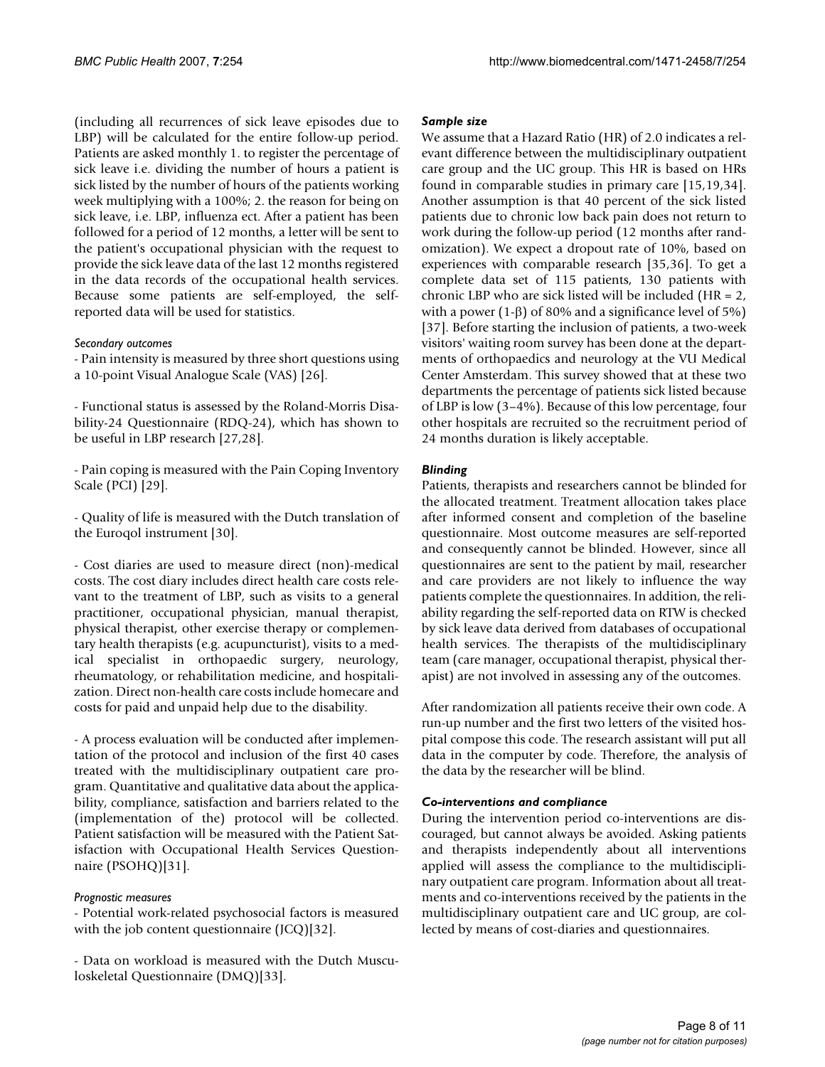(including all recurrences of sick leave episodes due to LBP) will be calculated for the entire follow-up period. Patients are asked monthly 1. to register the percentage of sick leave i.e. dividing the number of hours a patient is sick listed by the number of hours of the patients working week multiplying with a 100%; 2. the reason for being on sick leave, i.e. LBP, influenza ect. After a patient has been followed for a period of 12 months, a letter will be sent to the patient's occupational physician with the request to provide the sick leave data of the last 12 months registered in the data records of the occupational health services. Because some patients are self-employed, the self-reported data will be used for statistics.

#### *Secondary outcomes*

- Pain intensity is measured by three short questions using a 10-point Visual Analogue Scale (VAS) [26].

- Functional status is assessed by the Roland-Morris Disability-24 Questionnaire (RDQ-24), which has shown to be useful in LBP research [27,28].

- Pain coping is measured with the Pain Coping Inventory Scale (PCI) [29].

- Quality of life is measured with the Dutch translation of the Euroqol instrument [30].

- Cost diaries are used to measure direct (non)-medical costs. The cost diary includes direct health care costs relevant to the treatment of LBP, such as visits to a general practitioner, occupational physician, manual therapist, physical therapist, other exercise therapy or complementary health therapists (e.g. acupuncturist), visits to a medical specialist in orthopaedic surgery, neurology, rheumatology, or rehabilitation medicine, and hospitalization. Direct non-health care costs include homecare and costs for paid and unpaid help due to the disability.

- A process evaluation will be conducted after implementation of the protocol and inclusion of the first 40 cases treated with the multidisciplinary outpatient care program. Quantitative and qualitative data about the applicability, compliance, satisfaction and barriers related to the (implementation of the) protocol will be collected. Patient satisfaction will be measured with the Patient Satisfaction with Occupational Health Services Questionnaire (PSOHQ)[31].

#### *Prognostic measures*

- Potential work-related psychosocial factors is measured with the job content questionnaire (JCQ)[32].

- Data on workload is measured with the Dutch Musculoskeletal Questionnaire (DMQ)[33].

### *Sample size*

We assume that a Hazard Ratio (HR) of 2.0 indicates a relevant difference between the multidisciplinary outpatient care group and the UC group. This HR is based on HRs found in comparable studies in primary care [15,19,34]. Another assumption is that 40 percent of the sick listed patients due to chronic low back pain does not return to work during the follow-up period (12 months after randomization). We expect a dropout rate of 10%, based on experiences with comparable research [35,36]. To get a complete data set of 115 patients, 130 patients with chronic LBP who are sick listed will be included (HR = 2, with a power (1-β) of 80% and a significance level of 5%) [37]. Before starting the inclusion of patients, a two-week visitors' waiting room survey has been done at the departments of orthopaedics and neurology at the VU Medical Center Amsterdam. This survey showed that at these two departments the percentage of patients sick listed because of LBP is low (3–4%). Because of this low percentage, four other hospitals are recruited so the recruitment period of 24 months duration is likely acceptable.

### *Blinding*

Patients, therapists and researchers cannot be blinded for the allocated treatment. Treatment allocation takes place after informed consent and completion of the baseline questionnaire. Most outcome measures are self-reported and consequently cannot be blinded. However, since all questionnaires are sent to the patient by mail, researcher and care providers are not likely to influence the way patients complete the questionnaires. In addition, the reliability regarding the self-reported data on RTW is checked by sick leave data derived from databases of occupational health services. The therapists of the multidisciplinary team (care manager, occupational therapist, physical therapist) are not involved in assessing any of the outcomes.

After randomization all patients receive their own code. A run-up number and the first two letters of the visited hospital compose this code. The research assistant will put all data in the computer by code. Therefore, the analysis of the data by the researcher will be blind.

### *Co-interventions and compliance*

During the intervention period co-interventions are discouraged, but cannot always be avoided. Asking patients and therapists independently about all interventions applied will assess the compliance to the multidisciplinary outpatient care program. Information about all treatments and co-interventions received by the patients in the multidisciplinary outpatient care and UC group, are collected by means of cost-diaries and questionnaires.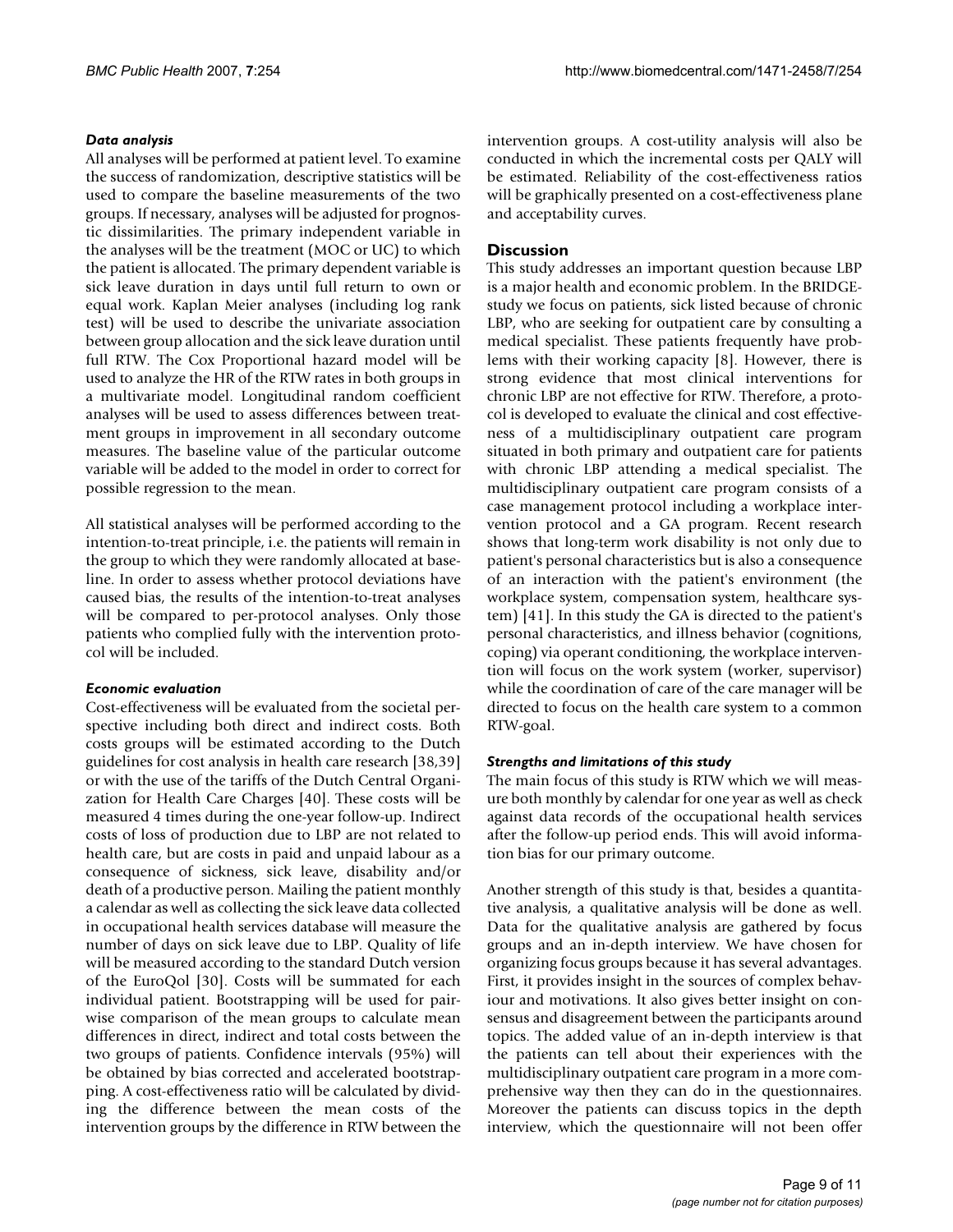### *Data analysis*

All analyses will be performed at patient level. To examine the success of randomization, descriptive statistics will be used to compare the baseline measurements of the two groups. If necessary, analyses will be adjusted for prognostic dissimilarities. The primary independent variable in the analyses will be the treatment (MOC or UC) to which the patient is allocated. The primary dependent variable is sick leave duration in days until full return to own or equal work. Kaplan Meier analyses (including log rank test) will be used to describe the univariate association between group allocation and the sick leave duration until full RTW. The Cox Proportional hazard model will be used to analyze the HR of the RTW rates in both groups in a multivariate model. Longitudinal random coefficient analyses will be used to assess differences between treatment groups in improvement in all secondary outcome measures. The baseline value of the particular outcome variable will be added to the model in order to correct for possible regression to the mean.

All statistical analyses will be performed according to the intention-to-treat principle, i.e. the patients will remain in the group to which they were randomly allocated at baseline. In order to assess whether protocol deviations have caused bias, the results of the intention-to-treat analyses will be compared to per-protocol analyses. Only those patients who complied fully with the intervention protocol will be included.

### *Economic evaluation*

Cost-effectiveness will be evaluated from the societal perspective including both direct and indirect costs. Both costs groups will be estimated according to the Dutch guidelines for cost analysis in health care research [38,39] or with the use of the tariffs of the Dutch Central Organization for Health Care Charges [40]. These costs will be measured 4 times during the one-year follow-up. Indirect costs of loss of production due to LBP are not related to health care, but are costs in paid and unpaid labour as a consequence of sickness, sick leave, disability and/or death of a productive person. Mailing the patient monthly a calendar as well as collecting the sick leave data collected in occupational health services database will measure the number of days on sick leave due to LBP. Quality of life will be measured according to the standard Dutch version of the EuroQol [30]. Costs will be summated for each individual patient. Bootstrapping will be used for pairwise comparison of the mean groups to calculate mean differences in direct, indirect and total costs between the two groups of patients. Confidence intervals (95%) will be obtained by bias corrected and accelerated bootstrapping. A cost-effectiveness ratio will be calculated by dividing the difference between the mean costs of the intervention groups by the difference in RTW between the intervention groups. A cost-utility analysis will also be conducted in which the incremental costs per QALY will be estimated. Reliability of the cost-effectiveness ratios will be graphically presented on a cost-effectiveness plane and acceptability curves.

## Discussion

This study addresses an important question because LBP is a major health and economic problem. In the BRIDGE-study we focus on patients, sick listed because of chronic LBP, who are seeking for outpatient care by consulting a medical specialist. These patients frequently have problems with their working capacity [8]. However, there is strong evidence that most clinical interventions for chronic LBP are not effective for RTW. Therefore, a protocol is developed to evaluate the clinical and cost effectiveness of a multidisciplinary outpatient care program situated in both primary and outpatient care for patients with chronic LBP attending a medical specialist. The multidisciplinary outpatient care program consists of a case management protocol including a workplace intervention protocol and a GA program. Recent research shows that long-term work disability is not only due to patient's personal characteristics but is also a consequence of an interaction with the patient's environment (the workplace system, compensation system, healthcare system) [41]. In this study the GA is directed to the patient's personal characteristics, and illness behavior (cognitions, coping) via operant conditioning, the workplace intervention will focus on the work system (worker, supervisor) while the coordination of care of the care manager will be directed to focus on the health care system to a common RTW-goal.

### *Strengths and limitations of this study*

The main focus of this study is RTW which we will measure both monthly by calendar for one year as well as check against data records of the occupational health services after the follow-up period ends. This will avoid information bias for our primary outcome.

Another strength of this study is that, besides a quantitative analysis, a qualitative analysis will be done as well. Data for the qualitative analysis are gathered by focus groups and an in-depth interview. We have chosen for organizing focus groups because it has several advantages. First, it provides insight in the sources of complex behaviour and motivations. It also gives better insight on consensus and disagreement between the participants around topics. The added value of an in-depth interview is that the patients can tell about their experiences with the multidisciplinary outpatient care program in a more comprehensive way then they can do in the questionnaires. Moreover the patients can discuss topics in the depth interview, which the questionnaire will not been offer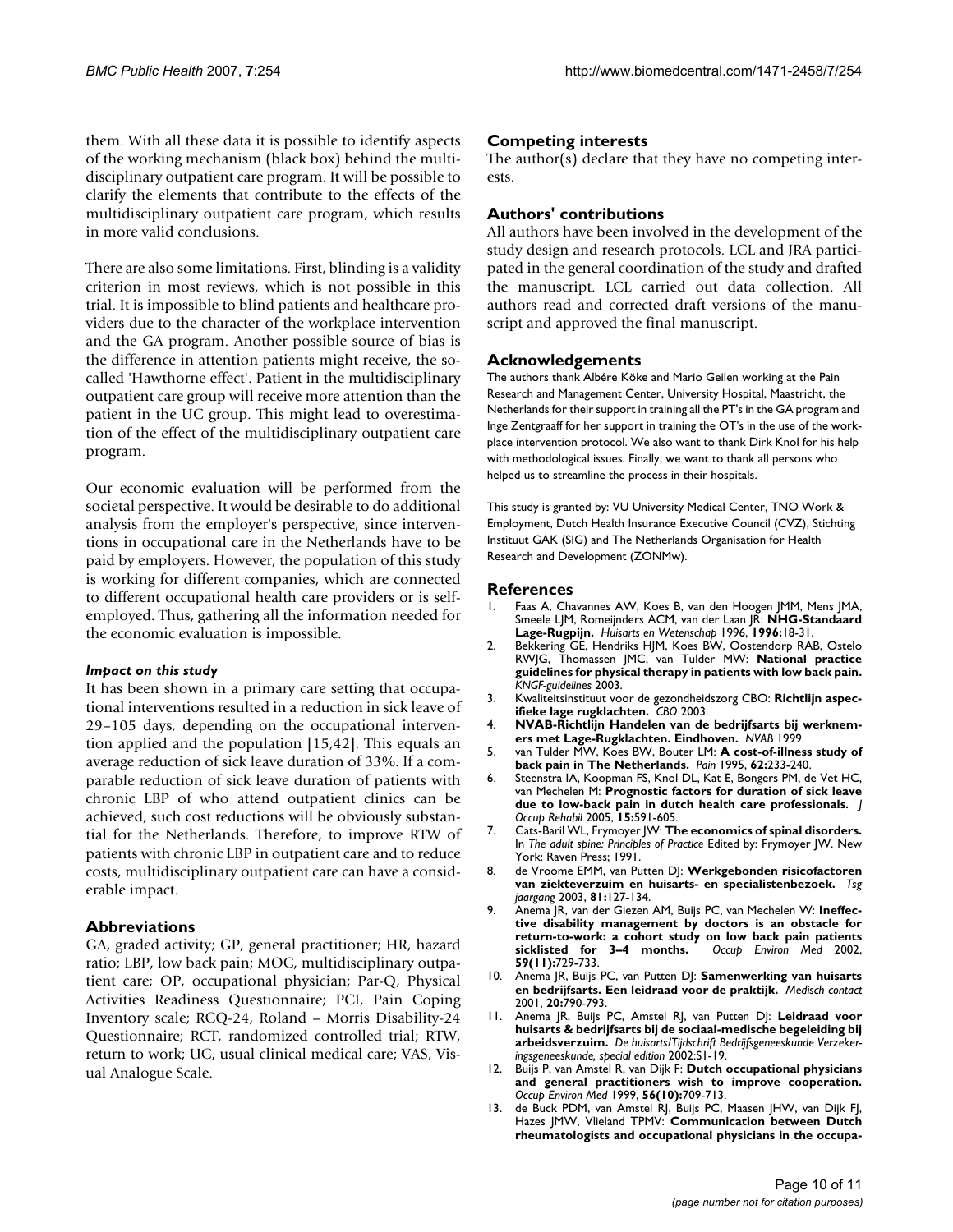them. With all these data it is possible to identify aspects of the working mechanism (black box) behind the multidisciplinary outpatient care program. It will be possible to clarify the elements that contribute to the effects of the multidisciplinary outpatient care program, which results in more valid conclusions.

There are also some limitations. First, blinding is a validity criterion in most reviews, which is not possible in this trial. It is impossible to blind patients and healthcare providers due to the character of the workplace intervention and the GA program. Another possible source of bias is the difference in attention patients might receive, the so-called 'Hawthorne effect'. Patient in the multidisciplinary outpatient care group will receive more attention than the patient in the UC group. This might lead to overestimation of the effect of the multidisciplinary outpatient care program.

Our economic evaluation will be performed from the societal perspective. It would be desirable to do additional analysis from the employer's perspective, since interventions in occupational care in the Netherlands have to be paid by employers. However, the population of this study is working for different companies, which are connected to different occupational health care providers or is self-employed. Thus, gathering all the information needed for the economic evaluation is impossible.

#### *Impact on this study*

It has been shown in a primary care setting that occupational interventions resulted in a reduction in sick leave of 29–105 days, depending on the occupational intervention applied and the population [15,42]. This equals an average reduction of sick leave duration of 33%. If a comparable reduction of sick leave duration of patients with chronic LBP of who attend outpatient clinics can be achieved, such cost reductions will be obviously substantial for the Netherlands. Therefore, to improve RTW of patients with chronic LBP in outpatient care and to reduce costs, multidisciplinary outpatient care can have a considerable impact.

## Abbreviations

GA, graded activity; GP, general practitioner; HR, hazard ratio; LBP, low back pain; MOC, multidisciplinary outpatient care; OP, occupational physician; Par-Q, Physical Activities Readiness Questionnaire; PCI, Pain Coping Inventory scale; RCQ-24, Roland – Morris Disability-24 Questionnaire; RCT, randomized controlled trial; RTW, return to work; UC, usual clinical medical care; VAS, Visual Analogue Scale.

## Competing interests

The author(s) declare that they have no competing interests.

## Authors' contributions

All authors have been involved in the development of the study design and research protocols. LCL and JRA participated in the general coordination of the study and drafted the manuscript. LCL carried out data collection. All authors read and corrected draft versions of the manuscript and approved the final manuscript.

## Acknowledgements

The authors thank Albére Köke and Mario Geilen working at the Pain Research and Management Center, University Hospital, Maastricht, the Netherlands for their support in training all the PT's in the GA program and Inge Zentgraaff for her support in training the OT's in the use of the workplace intervention protocol. We also want to thank Dirk Knol for his help with methodological issues. Finally, we want to thank all persons who helped us to streamline the process in their hospitals.

This study is granted by: VU University Medical Center, TNO Work & Employment, Dutch Health Insurance Executive Council (CVZ), Stichting Instituut GAK (SIG) and The Netherlands Organisation for Health Research and Development (ZONMw).

## References

1. Faas A, Chavannes AW, Koes B, van den Hoogen JMM, Mens JMA, Smeele LJM, Romeijnders ACM, van der Laan JR: **NHG-Standaard Lage-Rugpijn.** *Huisarts en Wetenschap* 1996, **1996:**18-31.
2. Bekkering GE, Hendriks HJM, Koes BW, Oostendorp RAB, Ostelo RWJG, Thomassen JMC, van Tulder MW: **National practice guidelines for physical therapy in patients with low back pain.** *KNGF-guidelines* 2003.
3. Kwaliteitsinstituut voor de gezondheidszorg CBO: **Richtlijn aspecifieke lage rugklachten.** *CBO* 2003.
4. **NVAB-Richtlijn Handelen van de bedrijfsarts bij werknemers met Lage-Rugklachten. Eindhoven.** *NVAB* 1999.
5. van Tulder MW, Koes BW, Bouter LM: **A cost-of-illness study of back pain in The Netherlands.** *Pain* 1995, **62:**233-240.
6. Steenstra IA, Koopman FS, Knol DL, Kat E, Bongers PM, de Vet HC, van Mechelen M: **Prognostic factors for duration of sick leave due to low-back pain in dutch health care professionals.** *J Occup Rehabil* 2005, **15:**591-605.
7. Cats-Baril WL, Frymoyer JW: **The economics of spinal disorders.** In *The adult spine: Principles of Practice* Edited by: Frymoyer JW. New York: Raven Press; 1991.
8. de Vroome EMM, van Putten DJ: **Werkgebonden risicofactoren van ziekteverzuim en huisarts- en specialistenbezoek.** *Tsg jaargang* 2003, **81:**127-134.
9. Anema JR, van der Giezen AM, Buijs PC, van Mechelen W: **Ineffective disability management by doctors is an obstacle for return-to-work: a cohort study on low back pain patients sicklisted for 3–4 months.** *Occup Environ Med* 2002, **59(11):**729-733.
10. Anema JR, Buijs PC, van Putten DJ: **Samenwerking van huisarts en bedrijfsarts. Een leidraad voor de praktijk.** *Medisch contact* 2001, **20:**790-793.
11. Anema JR, Buijs PC, Amstel RJ, van Putten DJ: **Leidraad voor huisarts & bedrijfsarts bij de sociaal-medische begeleiding bij arbeidsverzuim.** *De huisarts/Tijdschrift Bedrijfsgeneeskunde Verzekeringsgeneeskunde, special edition* 2002:S1-19.
12. Buijs P, van Amstel R, van Dijk F: **Dutch occupational physicians and general practitioners wish to improve cooperation.** *Occup Environ Med* 1999, **56(10):**709-713.
13. de Buck PDM, van Amstel RJ, Buijs PC, Maasen JHW, van Dijk FJ, Hazes JMW, Vlieland TPMV: **Communication between Dutch rheumatologists and occupational physicians in the occupa-**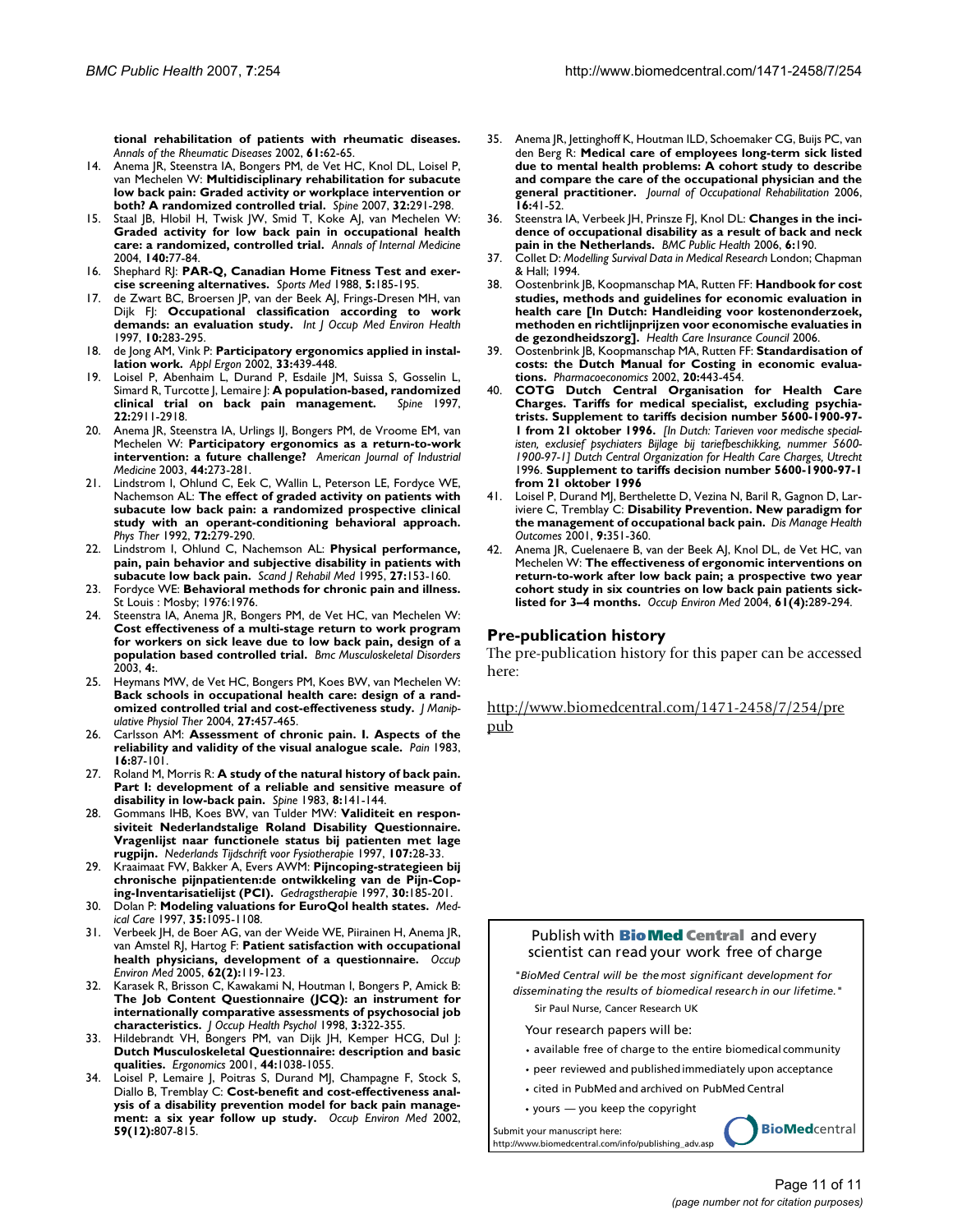tional rehabilitation of patients with rheumatic diseases. *Annals of the Rheumatic Diseases* 2002, **61**:62-65.

14. Anema JR, Steenstra IA, Bongers PM, de Vet HC, Knol DL, Loisel P, van Mechelen W: **Multidisciplinary rehabilitation for subacute low back pain: Graded activity or workplace intervention or both? A randomized controlled trial.** *Spine* 2007, **32**:291-298.
15. Staal JB, Hlobil H, Twisk JW, Smid T, Koke AJ, van Mechelen W: **Graded activity for low back pain in occupational health care: a randomized, controlled trial.** *Annals of Internal Medicine* 2004, **140**:77-84.
16. Shephard RJ: **PAR-Q, Canadian Home Fitness Test and exercise screening alternatives.** *Sports Med* 1988, **5**:185-195.
17. de Zwart BC, Broersen JP, van der Beek AJ, Frings-Dresen MH, van Dijk FJ: **Occupational classification according to work demands: an evaluation study.** *Int J Occup Med Environ Health* 1997, **10**:283-295.
18. de Jong AM, Vink P: **Participatory ergonomics applied in installation work.** *Appl Ergon* 2002, **33**:439-448.
19. Loisel P, Abenhaim L, Durand P, Esdaile JM, Suissa S, Gosselin L, Simard R, Turcotte J, Lemaire J: **A population-based, randomized clinical trial on back pain management.** *Spine* 1997, **22**:2911-2918.
20. Anema JR, Steenstra IA, Urlings IJ, Bongers PM, de Vroome EM, van Mechelen W: **Participatory ergonomics as a return-to-work intervention: a future challenge?** *American Journal of Industrial Medicine* 2003, **44**:273-281.
21. Lindstrom I, Ohlund C, Eek C, Wallin L, Peterson LE, Fordyce WE, Nachemson AL: **The effect of graded activity on patients with subacute low back pain: a randomized prospective clinical study with an operant-conditioning behavioral approach.** *Phys Ther* 1992, **72**:279-290.
22. Lindstrom I, Ohlund C, Nachemson AL: **Physical performance, pain, pain behavior and subjective disability in patients with subacute low back pain.** *Scand J Rehabil Med* 1995, **27**:153-160.
23. Fordyce WE: **Behavioral methods for chronic pain and illness.** St Louis : Mosby; 1976:1976.
24. Steenstra IA, Anema JR, Bongers PM, de Vet HC, van Mechelen W: **Cost effectiveness of a multi-stage return to work program for workers on sick leave due to low back pain, design of a population based controlled trial.** *Bmc Musculoskeletal Disorders* 2003, **4**:.
25. Heymans MW, de Vet HC, Bongers PM, Koes BW, van Mechelen W: **Back schools in occupational health care: design of a randomized controlled trial and cost-effectiveness study.** *J Manipulative Physiol Ther* 2004, **27**:457-465.
26. Carlsson AM: **Assessment of chronic pain. I. Aspects of the reliability and validity of the visual analogue scale.** *Pain* 1983, **16**:87-101.
27. Roland M, Morris R: **A study of the natural history of back pain. Part I: development of a reliable and sensitive measure of disability in low-back pain.** *Spine* 1983, **8**:141-144.
28. Gommans IHB, Koes BW, van Tulder MW: **Validiteit en responsiviteit Nederlandstalige Roland Disability Questionnaire. Vragenlijst naar functionele status bij patienten met lage rugpijn.** *Nederlands Tijdschrift voor Fysiotherapie* 1997, **107**:28-33.
29. Kraaimaat FW, Bakker A, Evers AWM: **Pijncoping-strategieen bij chronische pijnpatienten:de ontwikkeling van de Pijn-Coping-Inventarisatielijst (PCI).** *Gedragstherapie* 1997, **30**:185-201.
30. Dolan P: **Modeling valuations for EuroQol health states.** *Medical Care* 1997, **35**:1095-1108.
31. Verbeek JH, de Boer AG, van der Weide WE, Piirainen H, Anema JR, van Amstel RJ, Hartog F: **Patient satisfaction with occupational health physicians, development of a questionnaire.** *Occup Environ Med* 2005, **62(2)**:119-123.
32. Karasek R, Brisson C, Kawakami N, Houtman I, Bongers P, Amick B: **The Job Content Questionnaire (JCQ): an instrument for internationally comparative assessments of psychosocial job characteristics.** *J Occup Health Psychol* 1998, **3**:322-355.
33. Hildebrandt VH, Bongers PM, van Dijk JH, Kemper HCG, Dul J: **Dutch Musculoskeletal Questionnaire: description and basic qualities.** *Ergonomics* 2001, **44**:1038-1055.
34. Loisel P, Lemaire J, Poitras S, Durand MJ, Champagne F, Stock S, Diallo B, Tremblay C: **Cost-benefit and cost-effectiveness analysis of a disability prevention model for back pain management: a six year follow up study.** *Occup Environ Med* 2002, **59(12)**:807-815.
35. Anema JR, Jettinghoff K, Houtman ILD, Schoemaker CG, Buijs PC, van den Berg R: **Medical care of employees long-term sick listed due to mental health problems: A cohort study to describe and compare the care of the occupational physician and the general practitioner.** *Journal of Occupational Rehabilitation* 2006, **16**:41-52.
36. Steenstra IA, Verbeek JH, Prinsze FJ, Knol DL: **Changes in the incidence of occupational disability as a result of back and neck pain in the Netherlands.** *BMC Public Health* 2006, **6**:190.
37. Collet D: *Modelling Survival Data in Medical Research* London; Chapman & Hall; 1994.
38. Oostenbrink JB, Koopmanschap MA, Rutten FF: **Handbook for cost studies, methods and guidelines for economic evaluation in health care [In Dutch: Handleiding voor kostenonderzoek, methoden en richtlijnprijzen voor economische evaluaties in de gezondheidszorg].** *Health Care Insurance Council* 2006.
39. Oostenbrink JB, Koopmanschap MA, Rutten FF: **Standardisation of costs: the Dutch Manual for Costing in economic evaluations.** *Pharmacoeconomics* 2002, **20**:443-454.
40. **COTG Dutch Central Organisation for Health Care Charges. Tariffs for medical specialist, excluding psychiatrists. Supplement to tariffs decision number 5600-1900-97-1 from 21 oktober 1996.** *[In Dutch: Tarieven voor medische specialisten, exclusief psychiaters Bijlage bij tariefbeschikking, nummer 5600-1900-97-1] Dutch Central Organization for Health Care Charges, Utrecht* 1996. **Supplement to tariffs decision number 5600-1900-97-1 from 21 oktober 1996**
41. Loisel P, Durand MJ, Berthelette D, Vezina N, Baril R, Gagnon D, Lariviere C, Tremblay C: **Disability Prevention. New paradigm for the management of occupational back pain.** *Dis Manage Health Outcomes* 2001, **9**:351-360.
42. Anema JR, Cuelenaere B, van der Beek AJ, Knol DL, de Vet HC, van Mechelen W: **The effectiveness of ergonomic interventions on return-to-work after low back pain; a prospective two year cohort study in six countries on low back pain patients sicklisted for 3–4 months.** *Occup Environ Med* 2004, **61(4)**:289-294.

## Pre-publication history

The pre-publication history for this paper can be accessed here:

http://www.biomedcentral.com/1471-2458/7/254/prepub

Publish with **BioMed Central** and every scientist can read your work free of charge

*"BioMed Central will be the most significant development for disseminating the results of biomedical research in our lifetime."*
Sir Paul Nurse, Cancer Research UK

Your research papers will be:

- available free of charge to the entire biomedical community
- peer reviewed and published immediately upon acceptance
- cited in PubMed and archived on PubMed Central
- yours — you keep the copyright

Submit your manuscript here:
http://www.biomedcentral.com/info/publishing_adv.asp

BioMedcentral